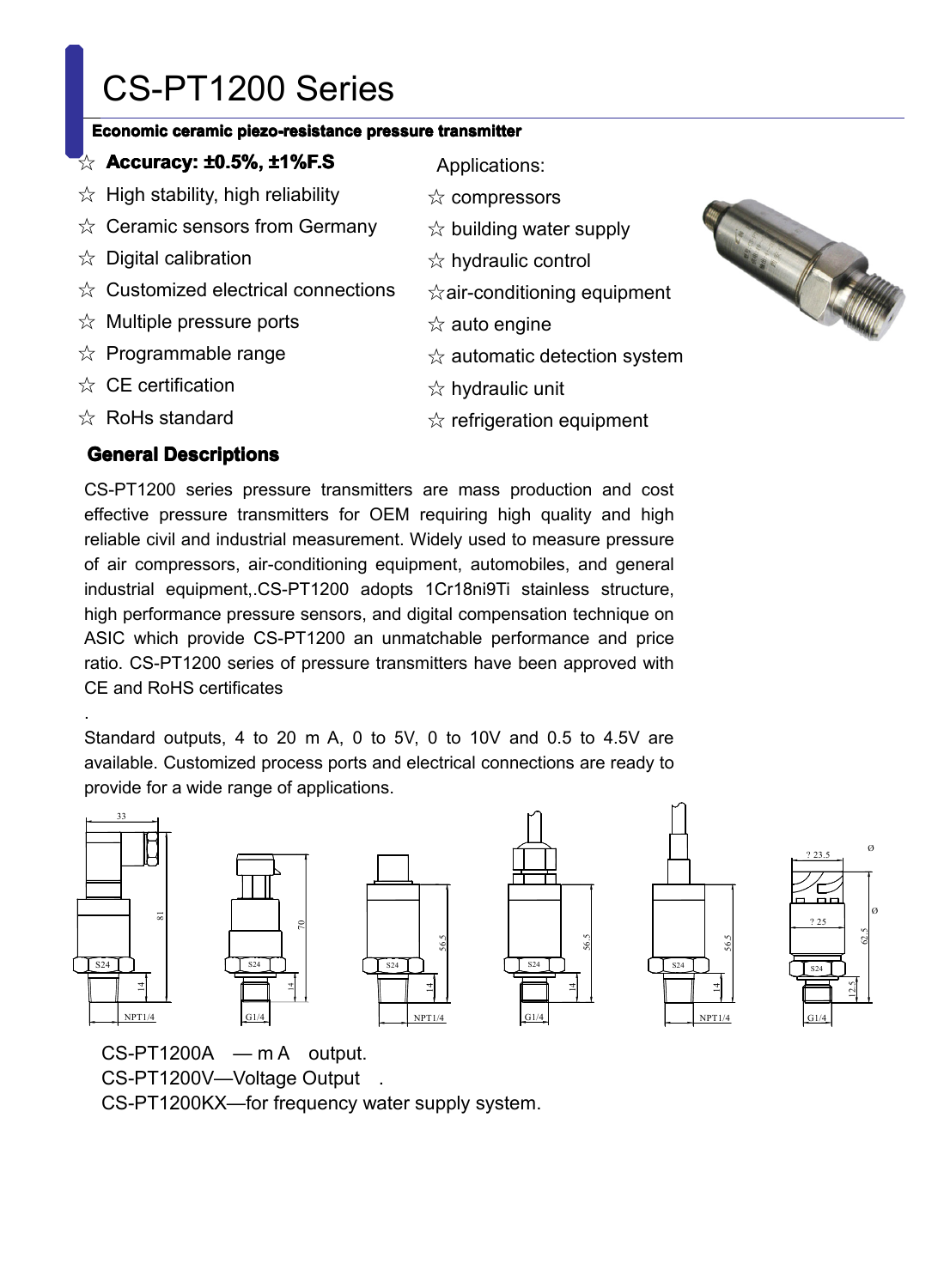# CS-PT1200 Series

**Economic ceramic piezo-resistance pressure transmitter**

- ☆ **Accuracy: ±0.5%, ±1%F.S**
- ☆ High stability, high reliability
- ☆ Ceramic sensors from Germany
- ☆ Digital calibration
- ☆ Customized electrical connections
- ☆ Multiple pressure ports
- ☆ Programmable range
- ☆ CE certification
- ☆ RoHs standard

Applications:

- ☆ compressors
- ☆ building water supply
- ☆ hydraulic control
- ☆ air-conditioning equipment
- ☆ auto engine
- ☆ automatic detection system
- ☆ hydraulic unit
- ☆ refrigeration equipment

## General Descriptions

CS-PT1200 series pressure transmitters are mass production and cost effective pressure transmitters for OEM requiring high quality and high reliable civil and industrial measurement. Widely used to measure pressure of air compressors, air-conditioning equipment, automobiles, and general industrial equipment,.CS-PT1200 adopts 1Cr18ni9Ti stainless structure, high performance pressure sensors, and digital compensation technique on ASIC which provide CS-PT1200 an unmatchable performance and price ratio. CS-PT1200 series of pressure transmitters have been approved with CE and RoHS certificates

.

Standard outputs, 4 to 20 m A, 0 to 5V, 0 to 10V and 0.5 to 4.5V are available. Customized process ports and electrical connections are ready to provide for a wide range of applications.

CS-PT1200A — m A output.

CS-PT1200V—Voltage Output .

CS-PT1200KX—for frequency water supply system.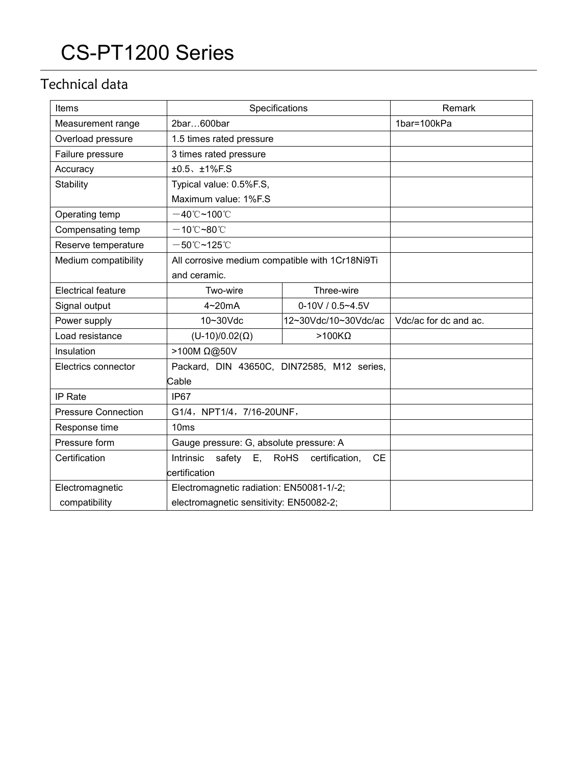# CS-PT1200 Series

## Technical data

| Items | Specifications | | Remark |
|---|---|---|---|
| Measurement range | 2bar…600bar | | 1bar=100kPa |
| Overload pressure | 1.5 times rated pressure | | |
| Failure pressure | 3 times rated pressure | | |
| Accuracy | ±0.5、±1%F.S | | |
| Stability | Typical value: 0.5%F.S,<br>Maximum value: 1%F.S | | |
| Operating temp | －40℃~100℃ | | |
| Compensating temp | －10℃~80℃ | | |
| Reserve temperature | －50℃~125℃ | | |
| Medium compatibility | All corrosive medium compatible with 1Cr18Ni9Ti and ceramic. | | |
| Electrical feature | Two-wire | Three-wire | |
| Signal output | 4~20mA | 0-10V / 0.5~4.5V | |
| Power supply | 10~30Vdc | 12~30Vdc/10~30Vdc/ac | Vdc/ac for dc and ac. |
| Load resistance | (U-10)/0.02(Ω) | >100KΩ | |
| Insulation | >100M Ω@50V | | |
| Electrics connector | Packard, DIN 43650C, DIN72585, M12 series, Cable | | |
| IP Rate | IP67 | | |
| Pressure Connection | G1/4，NPT1/4，7/16-20UNF， | | |
| Response time | 10ms | | |
| Pressure form | Gauge pressure: G, absolute pressure: A | | |
| Certification | Intrinsic safety E, RoHS certification, CE certification | | |
| Electromagnetic compatibility | Electromagnetic radiation: EN50081-1/-2;<br>electromagnetic sensitivity: EN50082-2; | | |